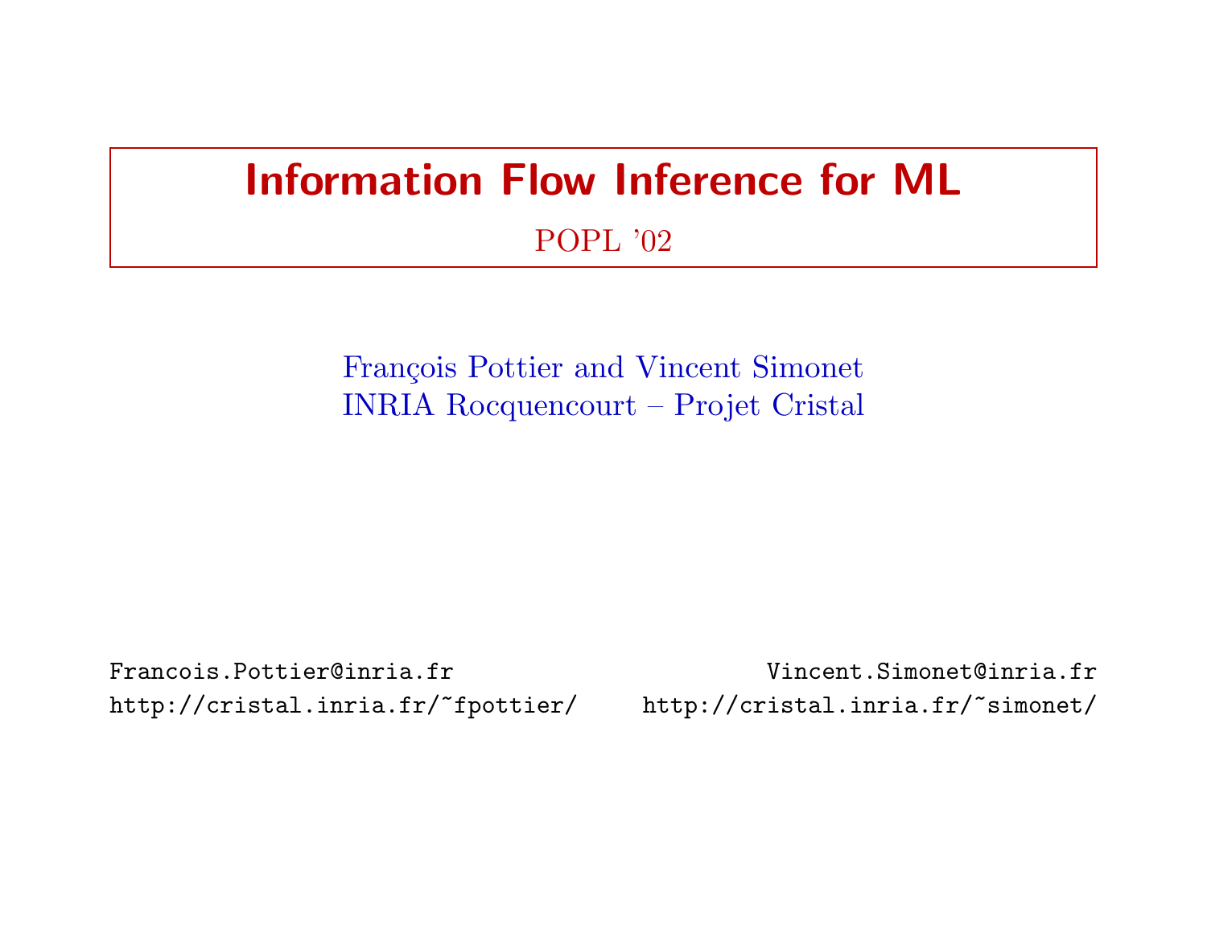# Information Flow Inference for ML

POPL '02

François Pottier and Vincent Simonet
INRIA Rocquencourt – Projet Cristal

Francois.Pottier@inria.fr
http://cristal.inria.fr/~fpottier/

Vincent.Simonet@inria.fr
http://cristal.inria.fr/~simonet/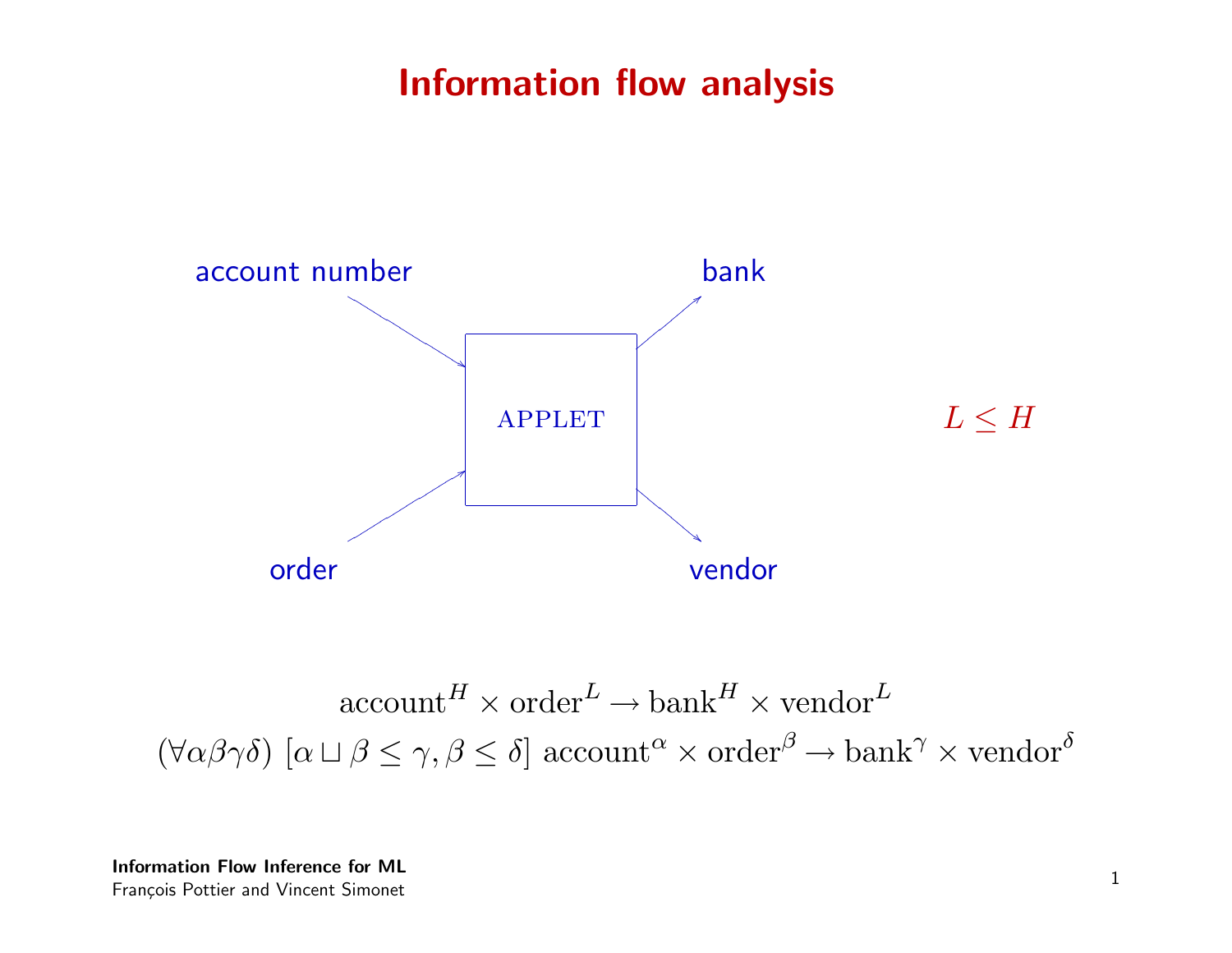# Information flow analysis

account number → APPLET → bank

order → APPLET → vendor

$L \leq H$

$$\text{account}^H \times \text{order}^L \rightarrow \text{bank}^H \times \text{vendor}^L$$

$$(\forall \alpha\beta\gamma\delta)\ [\alpha \sqcup \beta \leq \gamma, \beta \leq \delta]\ \text{account}^\alpha \times \text{order}^\beta \rightarrow \text{bank}^\gamma \times \text{vendor}^\delta$$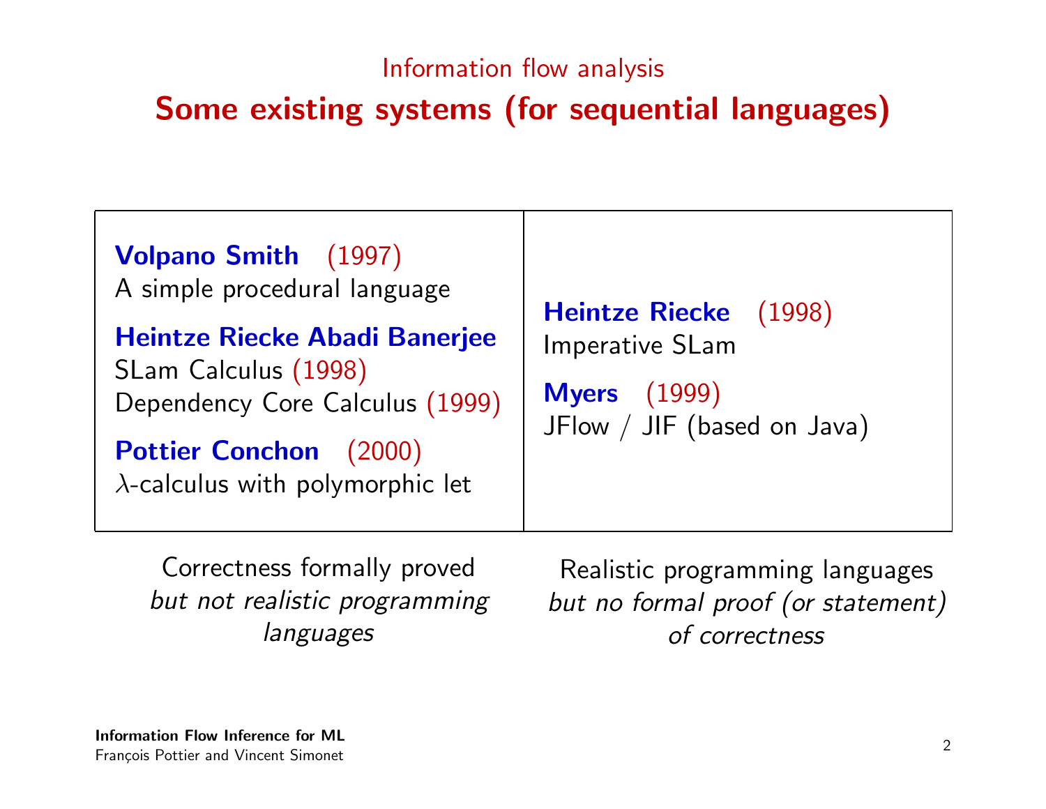Information flow analysis

## Some existing systems (for sequential languages)

| | |
|---|---|
| **Volpano Smith** (1997)<br>A simple procedural language<br><br>**Heintze Riecke Abadi Banerjee**<br>SLam Calculus (1998)<br>Dependency Core Calculus (1999)<br><br>**Pottier Conchon** (2000)<br>$\lambda$-calculus with polymorphic let | **Heintze Riecke** (1998)<br>Imperative SLam<br><br>**Myers** (1999)<br>JFlow / JIF (based on Java) |
| Correctness formally proved *but not realistic programming languages* | Realistic programming languages *but no formal proof (or statement) of correctness* |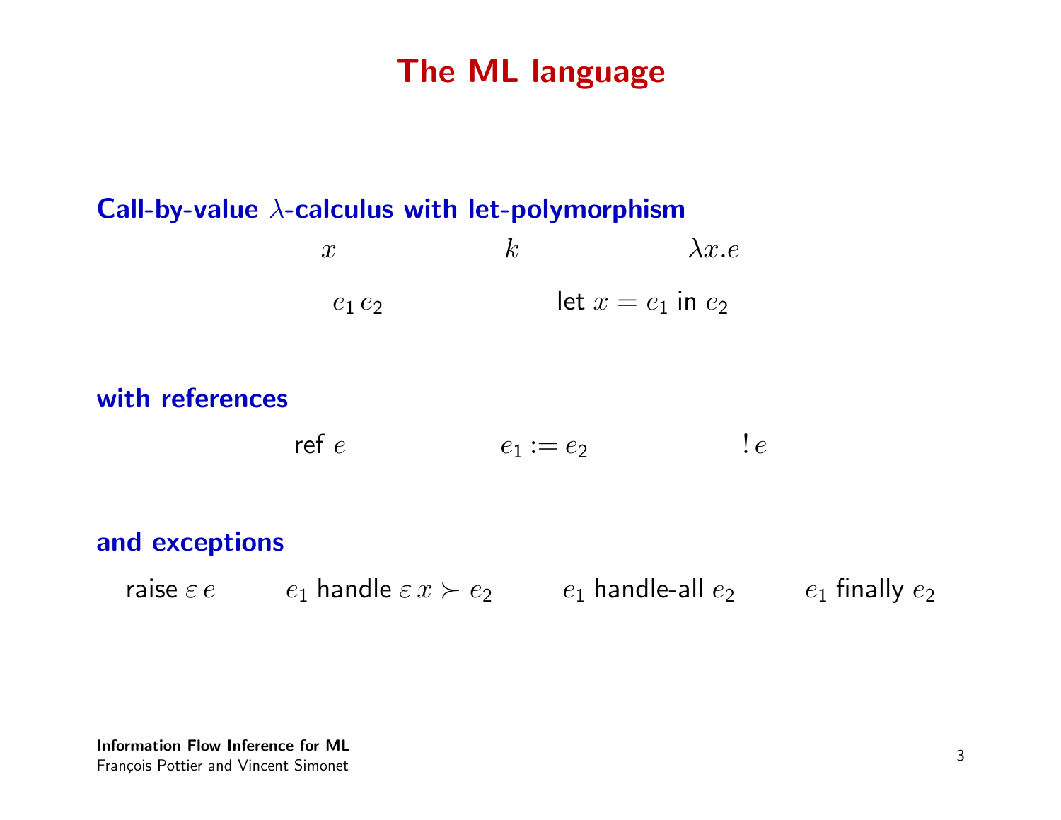# The ML language

## Call-by-value $\lambda$-calculus with let-polymorphism

$x \qquad k \qquad \lambda x.e$

$e_1\, e_2 \qquad \text{let } x = e_1 \text{ in } e_2$

## with references

$\text{ref } e \qquad e_1 := e_2 \qquad !\, e$

## and exceptions

$\text{raise } \varepsilon\, e \qquad e_1 \text{ handle } \varepsilon\, x \succ e_2 \qquad e_1 \text{ handle-all } e_2 \qquad e_1 \text{ finally } e_2$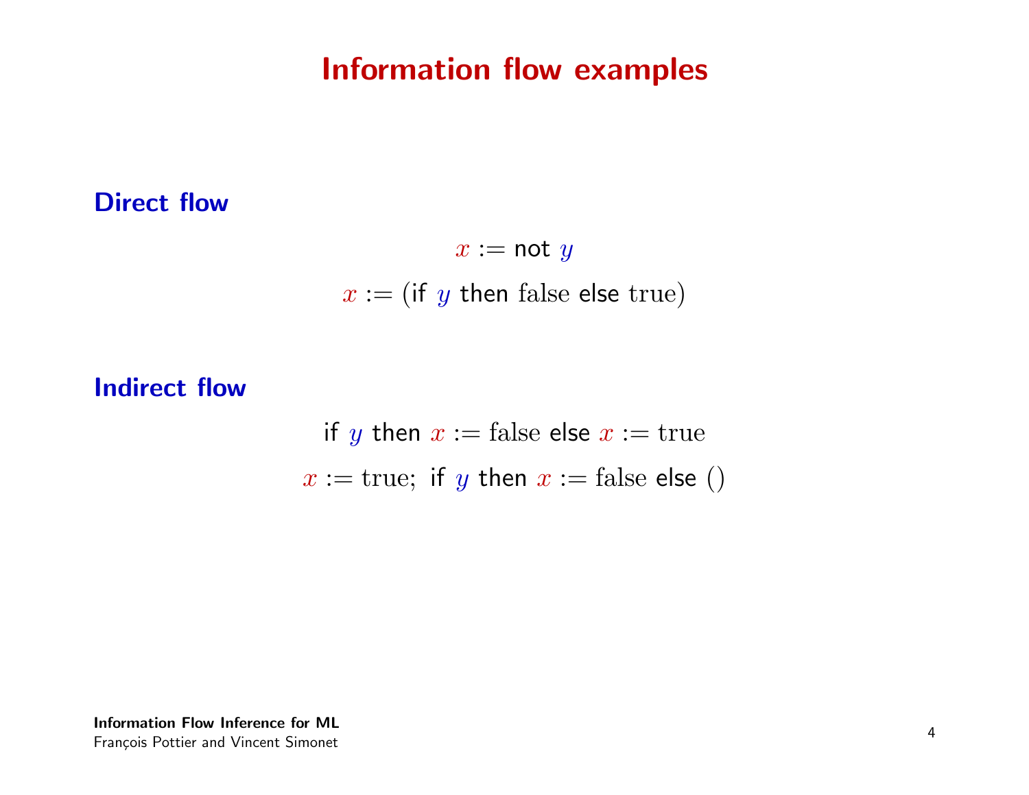# Information flow examples

## Direct flow

$$x := \textsf{not } y$$

$$x := (\textsf{if } y \textsf{ then } \mathrm{false} \textsf{ else } \mathrm{true})$$

## Indirect flow

$$\textsf{if } y \textsf{ then } x := \mathrm{false} \textsf{ else } x := \mathrm{true}$$

$$x := \mathrm{true};\ \textsf{if } y \textsf{ then } x := \mathrm{false} \textsf{ else } ()$$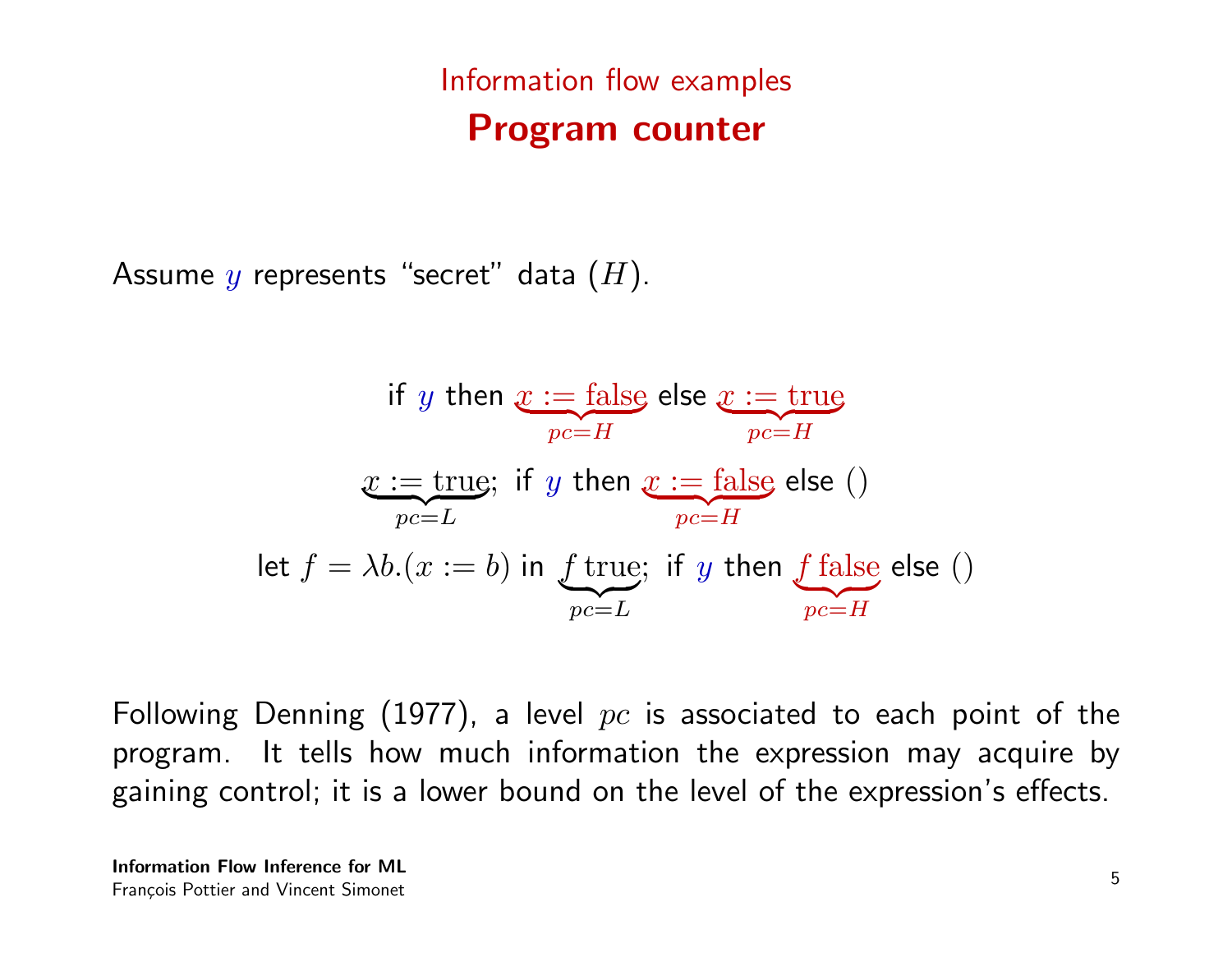## Information flow examples

# Program counter

Assume $y$ represents "secret" data ($H$).

$$\text{if } y \text{ then } \underbrace{x := \text{false}}_{pc=H} \text{ else } \underbrace{x := \text{true}}_{pc=H}$$

$$\underbrace{x := \text{true}}_{pc=L};\ \text{if } y \text{ then } \underbrace{x := \text{false}}_{pc=H} \text{ else } ()$$

$$\text{let } f = \lambda b.(x := b) \text{ in } \underbrace{f\ \text{true}}_{pc=L};\ \text{if } y \text{ then } \underbrace{f\ \text{false}}_{pc=H} \text{ else } ()$$

Following Denning (1977), a level $pc$ is associated to each point of the program. It tells how much information the expression may acquire by gaining control; it is a lower bound on the level of the expression's effects.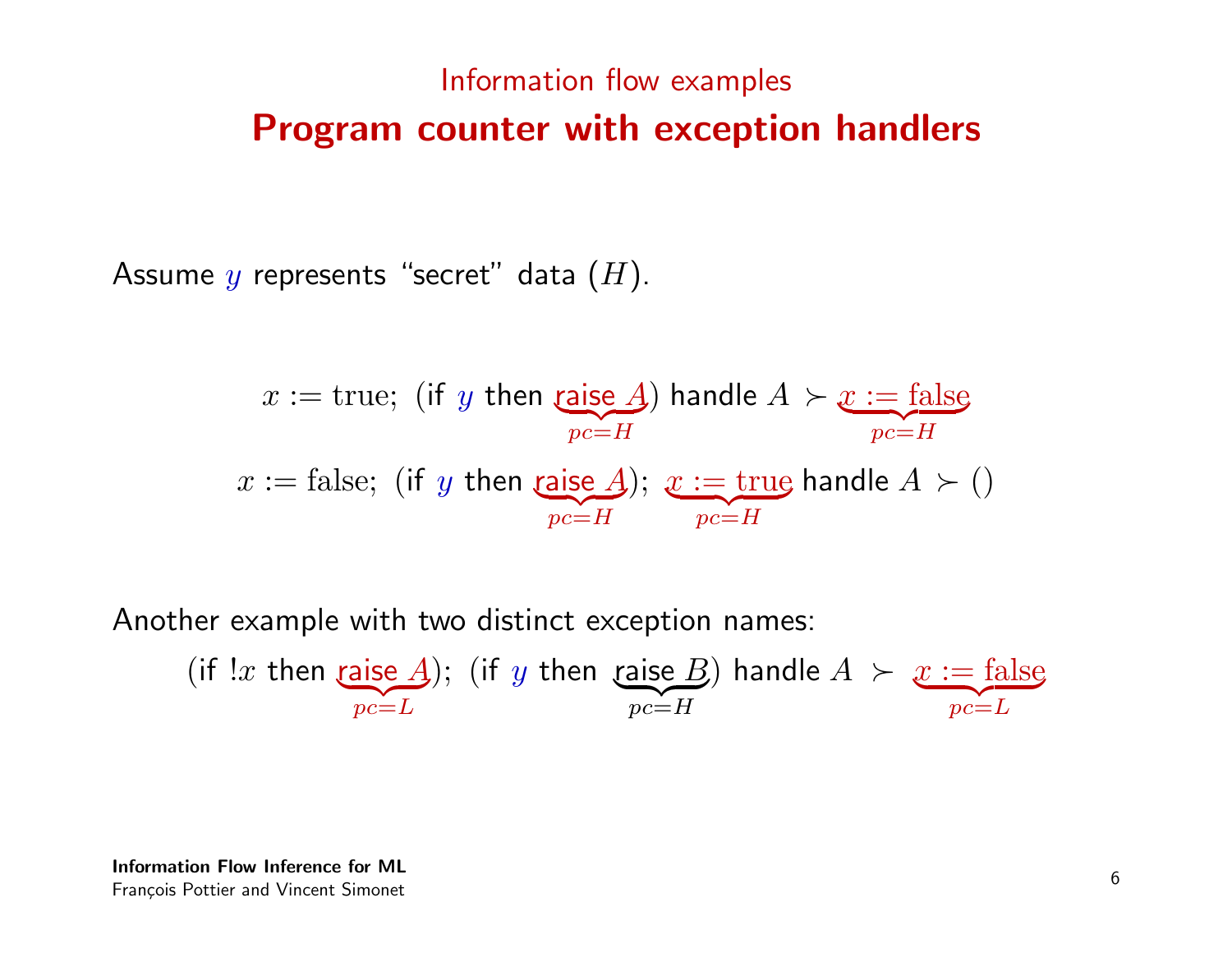## Information flow examples

# Program counter with exception handlers

Assume $y$ represents "secret" data ($H$).

$$x := \text{true};\ (\textsf{if}\ y\ \textsf{then}\ \underbrace{\textsf{raise}\ A}_{pc=H})\ \textsf{handle}\ A \succ \underbrace{x := \text{false}}_{pc=H}$$

$$x := \text{false};\ (\textsf{if}\ y\ \textsf{then}\ \underbrace{\textsf{raise}\ A}_{pc=H});\ \underbrace{x := \text{true}}_{pc=H}\ \textsf{handle}\ A \succ ()$$

Another example with two distinct exception names:

$$(\textsf{if}\ !x\ \textsf{then}\ \underbrace{\textsf{raise}\ A}_{pc=L});\ (\textsf{if}\ y\ \textsf{then}\ \underbrace{\textsf{raise}\ B}_{pc=H})\ \textsf{handle}\ A \succ \underbrace{x := \text{false}}_{pc=L}$$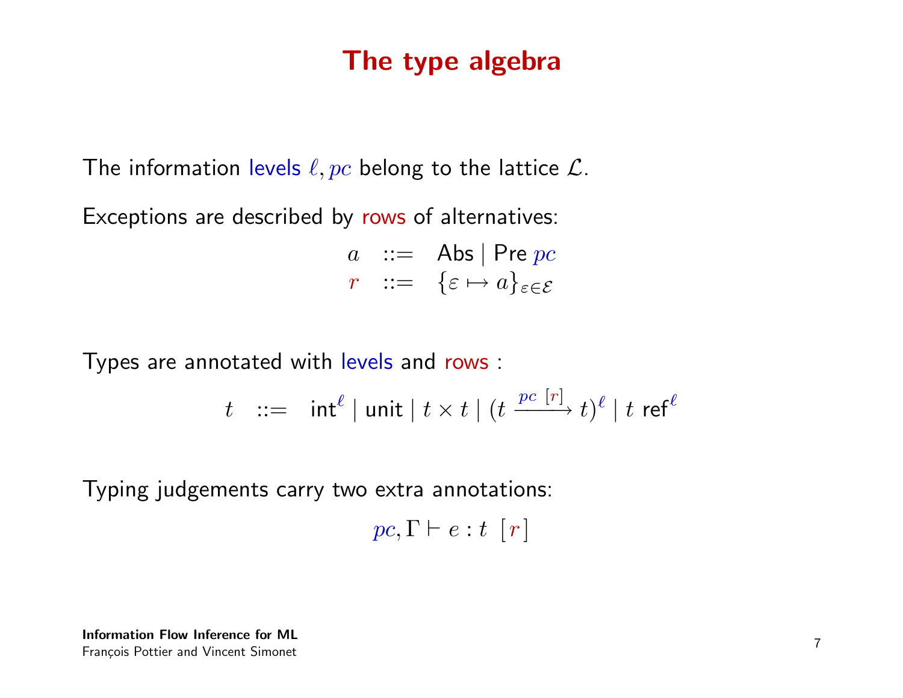# The type algebra

The information levels $\ell, pc$ belong to the lattice $\mathcal{L}$.

Exceptions are described by rows of alternatives:

$$
\begin{array}{rcl}
a & ::= & \mathsf{Abs} \mid \mathsf{Pre}\ pc \\
r & ::= & \{\varepsilon \mapsto a\}_{\varepsilon \in \mathcal{E}}
\end{array}
$$

Types are annotated with levels and rows :

$$
t \quad ::= \quad \mathsf{int}^{\ell} \mid \mathsf{unit} \mid t \times t \mid (t \xrightarrow{pc\ [r]} t)^{\ell} \mid t\ \mathsf{ref}^{\ell}
$$

Typing judgements carry two extra annotations:

$$
pc, \Gamma \vdash e : t\ \ [r]
$$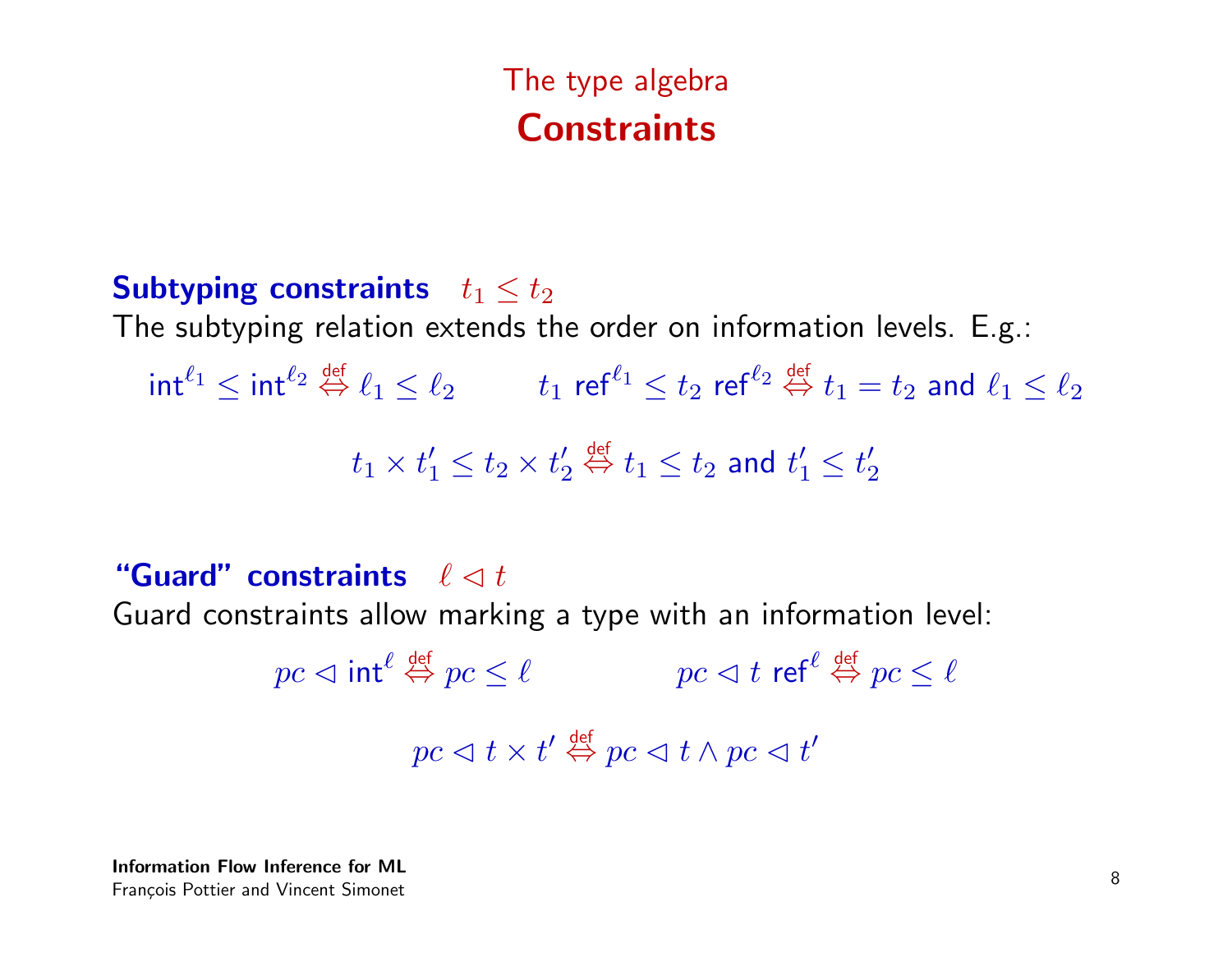## The type algebra
# Constraints

**Subtyping constraints** $t_1 \leq t_2$
The subtyping relation extends the order on information levels. E.g.:

$$\mathsf{int}^{\ell_1} \leq \mathsf{int}^{\ell_2} \overset{\text{def}}{\Leftrightarrow} \ell_1 \leq \ell_2 \qquad t_1 \ \mathsf{ref}^{\ell_1} \leq t_2 \ \mathsf{ref}^{\ell_2} \overset{\text{def}}{\Leftrightarrow} t_1 = t_2 \text{ and } \ell_1 \leq \ell_2$$

$$t_1 \times t'_1 \leq t_2 \times t'_2 \overset{\text{def}}{\Leftrightarrow} t_1 \leq t_2 \text{ and } t'_1 \leq t'_2$$

**"Guard" constraints** $\ell \lhd t$
Guard constraints allow marking a type with an information level:

$$pc \lhd \mathsf{int}^{\ell} \overset{\text{def}}{\Leftrightarrow} pc \leq \ell \qquad pc \lhd t \ \mathsf{ref}^{\ell} \overset{\text{def}}{\Leftrightarrow} pc \leq \ell$$

$$pc \lhd t \times t' \overset{\text{def}}{\Leftrightarrow} pc \lhd t \wedge pc \lhd t'$$

**Information Flow Inference for ML**
François Pottier and Vincent Simonet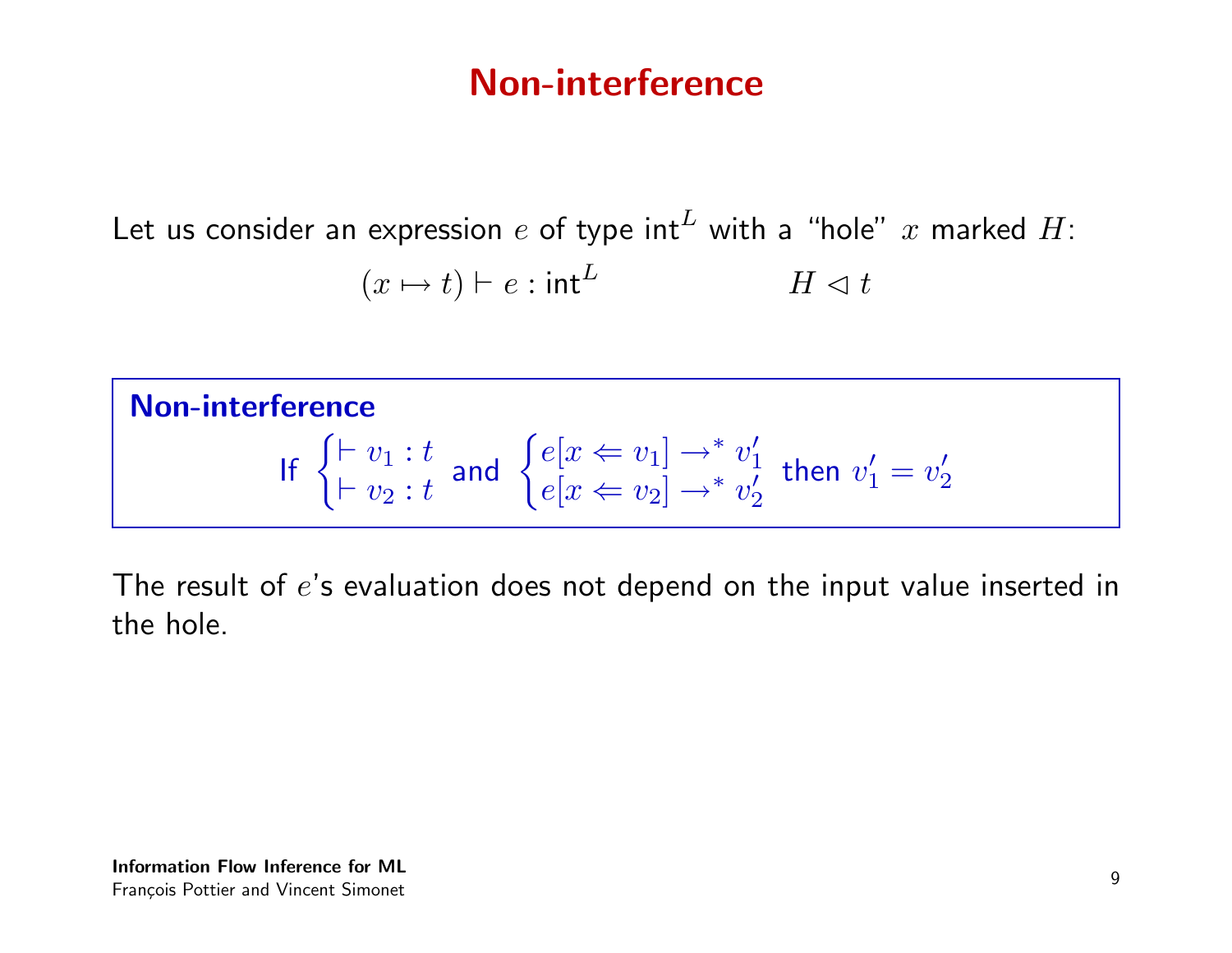# Non-interference

Let us consider an expression $e$ of type $\mathsf{int}^L$ with a "hole" $x$ marked $H$:

$$(x \mapsto t) \vdash e : \mathsf{int}^L \qquad\qquad H \lhd t$$

**Non-interference**

$$\text{If } \begin{cases} \vdash v_1 : t \\ \vdash v_2 : t \end{cases} \text{ and } \begin{cases} e[x \Leftarrow v_1] \rightarrow^* v_1' \\ e[x \Leftarrow v_2] \rightarrow^* v_2' \end{cases} \text{ then } v_1' = v_2'$$

The result of $e$'s evaluation does not depend on the input value inserted in the hole.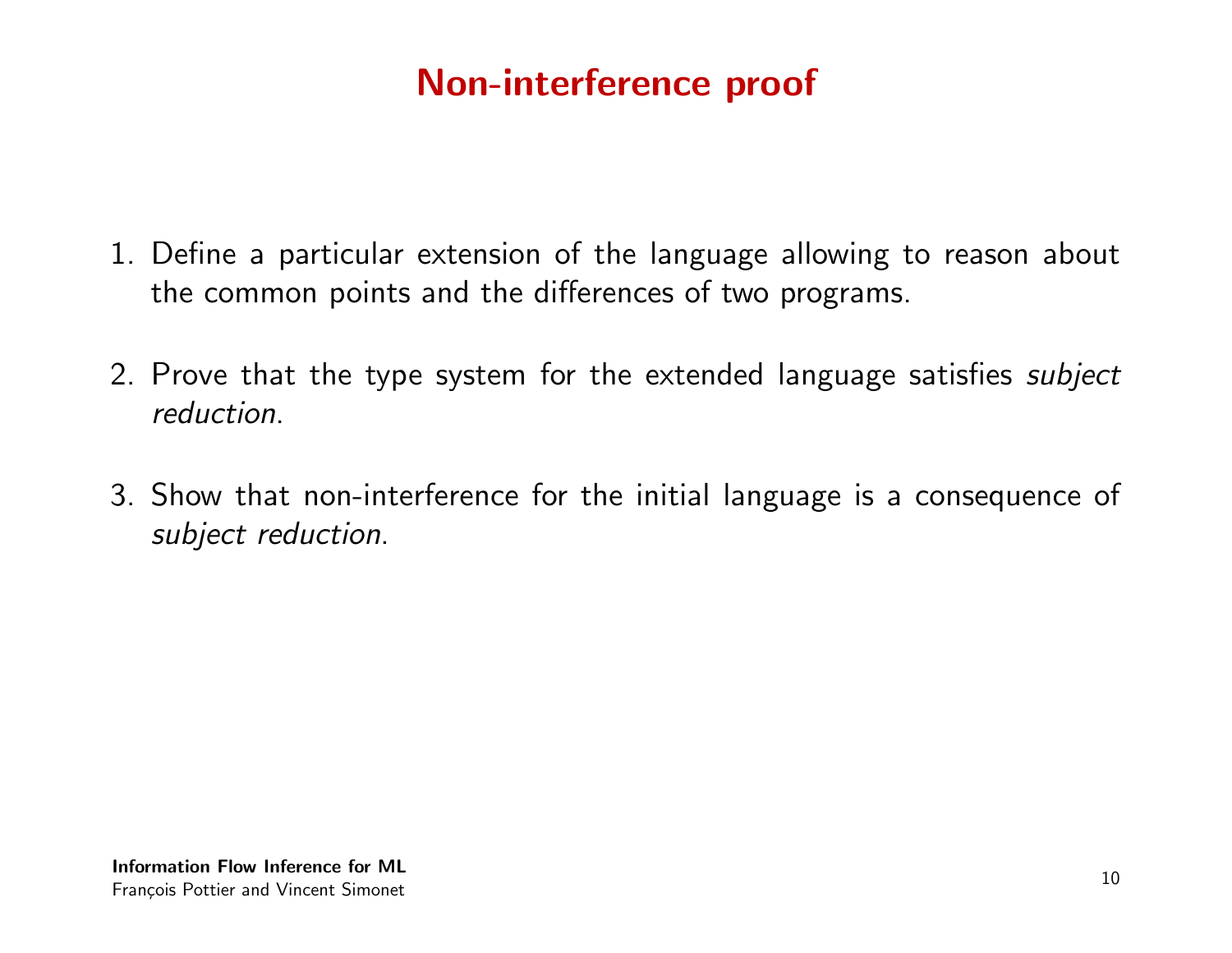# Non-interference proof

1. Define a particular extension of the language allowing to reason about the common points and the differences of two programs.

2. Prove that the type system for the extended language satisfies *subject reduction*.

3. Show that non-interference for the initial language is a consequence of *subject reduction*.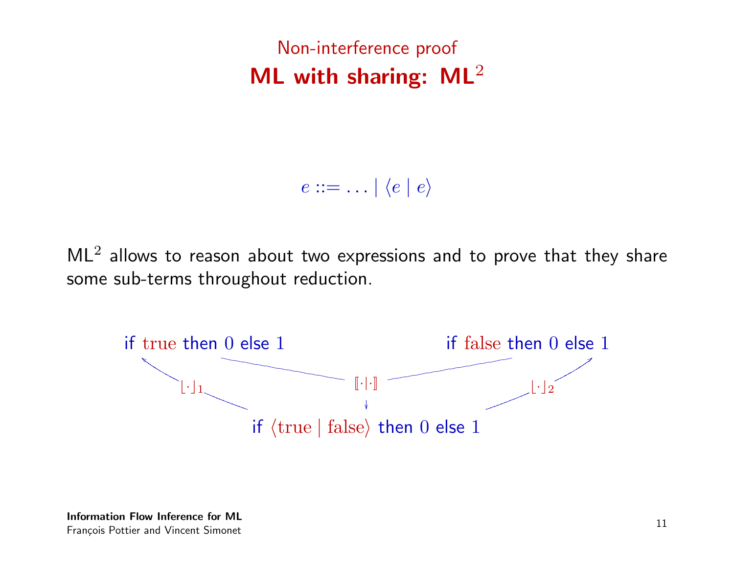## Non-interference proof

# ML with sharing: ML$^2$

$$e ::= \ldots \mid \langle e \mid e \rangle$$

ML$^2$ allows to reason about two expressions and to prove that they share some sub-terms throughout reduction.

$$\text{if true then } 0 \text{ else } 1 \qquad\qquad \text{if false then } 0 \text{ else } 1$$

$$\lfloor \cdot \rfloor_1 \qquad \llbracket \cdot | \cdot \rrbracket \qquad \lfloor \cdot \rfloor_2$$

$$\text{if } \langle \text{true} \mid \text{false} \rangle \text{ then } 0 \text{ else } 1$$

**Information Flow Inference for ML**
François Pottier and Vincent Simonet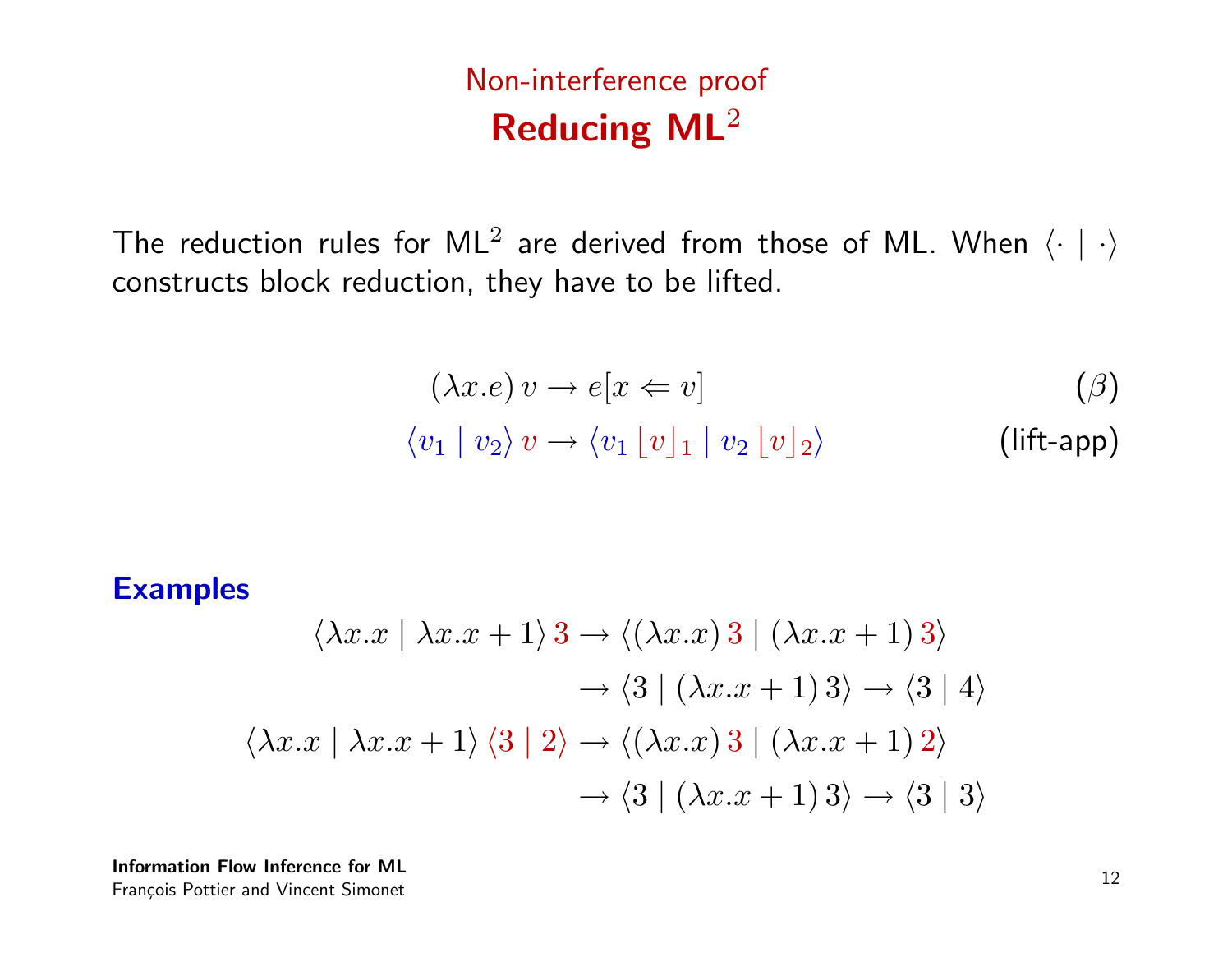## Non-interference proof

# Reducing ML$^2$

The reduction rules for ML$^2$ are derived from those of ML. When $\langle \cdot \mid \cdot \rangle$ constructs block reduction, they have to be lifted.

$$(\lambda x.e)\, v \rightarrow e[x \Leftarrow v] \qquad (\beta)$$

$$\langle v_1 \mid v_2 \rangle\, v \rightarrow \langle v_1 \lfloor v \rfloor_1 \mid v_2 \lfloor v \rfloor_2 \rangle \qquad \text{(lift-app)}$$

### Examples

$$\begin{aligned}
\langle \lambda x.x \mid \lambda x.x+1 \rangle\, 3 &\rightarrow \langle (\lambda x.x)\, 3 \mid (\lambda x.x+1)\, 3 \rangle \\
&\rightarrow \langle 3 \mid (\lambda x.x+1)\, 3 \rangle \rightarrow \langle 3 \mid 4 \rangle \\
\langle \lambda x.x \mid \lambda x.x+1 \rangle\, \langle 3 \mid 2 \rangle &\rightarrow \langle (\lambda x.x)\, 3 \mid (\lambda x.x+1)\, 2 \rangle \\
&\rightarrow \langle 3 \mid (\lambda x.x+1)\, 3 \rangle \rightarrow \langle 3 \mid 3 \rangle
\end{aligned}$$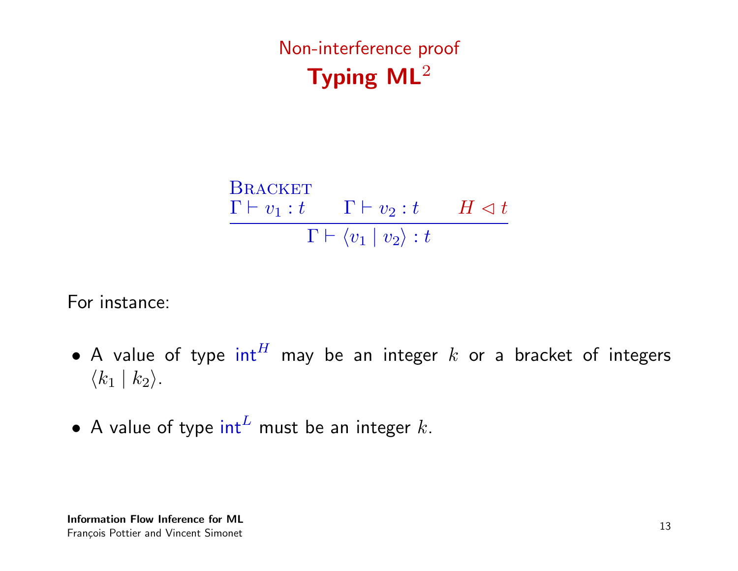Non-interference proof

# Typing $\mathsf{ML}^2$

$$\textsc{Bracket}\quad \frac{\Gamma \vdash v_1 : t \qquad \Gamma \vdash v_2 : t \qquad H \lhd t}{\Gamma \vdash \langle v_1 \mid v_2 \rangle : t}$$

For instance:

- A value of type $\mathsf{int}^H$ may be an integer $k$ or a bracket of integers $\langle k_1 \mid k_2 \rangle$.
- A value of type $\mathsf{int}^L$ must be an integer $k$.

**Information Flow Inference for ML**
François Pottier and Vincent Simonet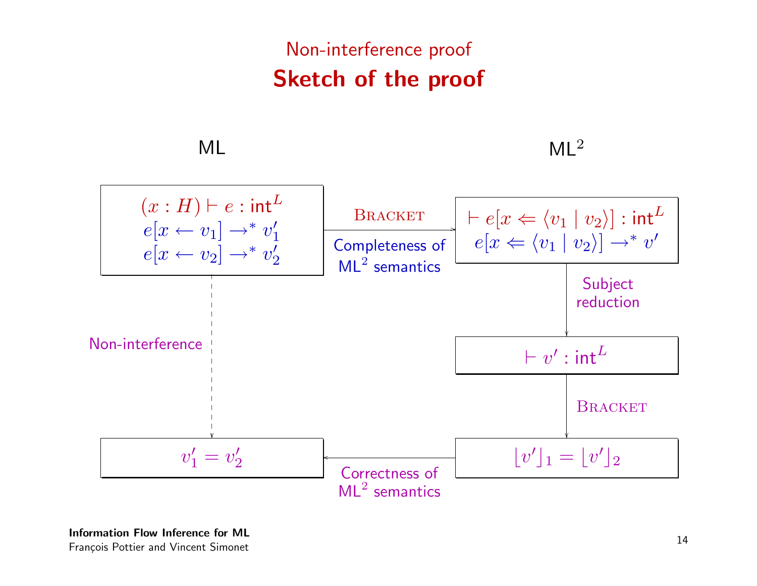## Non-interference proof

# Sketch of the proof

**ML**

$(x : H) \vdash e : \mathsf{int}^L$
$e[x \leftarrow v_1] \rightarrow^* v_1'$
$e[x \leftarrow v_2] \rightarrow^* v_2'$

— Bracket / Completeness of ML$^2$ semantics →

**ML$^2$**

$\vdash e[x \Leftarrow \langle v_1 \mid v_2 \rangle] : \mathsf{int}^L$
$e[x \Leftarrow \langle v_1 \mid v_2 \rangle] \rightarrow^* v'$

↓ Subject reduction

$\vdash v' : \mathsf{int}^L$

↓ Bracket

$\lfloor v' \rfloor_1 = \lfloor v' \rfloor_2$

← Correctness of ML$^2$ semantics

$v_1' = v_2'$

(Non-interference: from the ML box down to $v_1' = v_2'$)

**Information Flow Inference for ML**
François Pottier and Vincent Simonet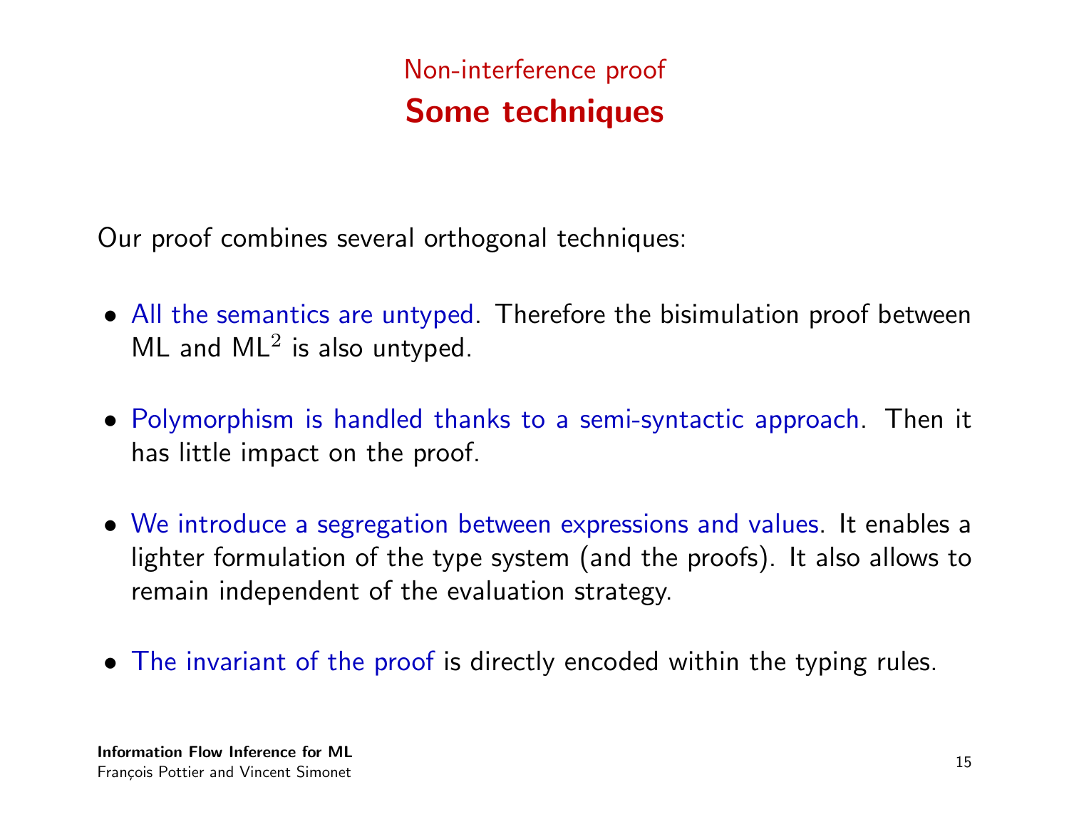## Non-interference proof

# Some techniques

Our proof combines several orthogonal techniques:

- All the semantics are untyped. Therefore the bisimulation proof between ML and $\text{ML}^2$ is also untyped.
- Polymorphism is handled thanks to a semi-syntactic approach. Then it has little impact on the proof.
- We introduce a segregation between expressions and values. It enables a lighter formulation of the type system (and the proofs). It also allows to remain independent of the evaluation strategy.
- The invariant of the proof is directly encoded within the typing rules.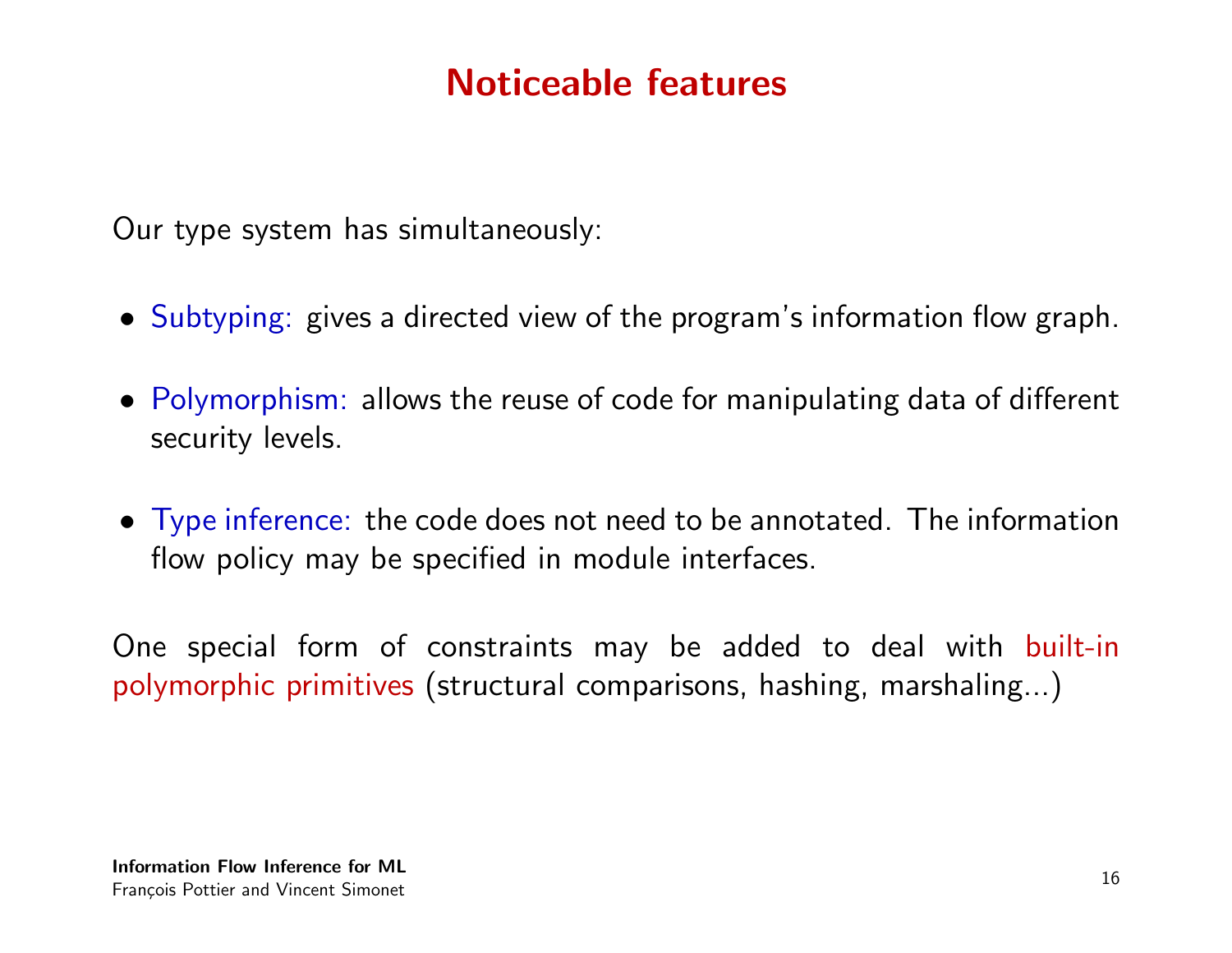# Noticeable features

Our type system has simultaneously:

- Subtyping: gives a directed view of the program's information flow graph.
- Polymorphism: allows the reuse of code for manipulating data of different security levels.
- Type inference: the code does not need to be annotated. The information flow policy may be specified in module interfaces.

One special form of constraints may be added to deal with built-in polymorphic primitives (structural comparisons, hashing, marshaling...)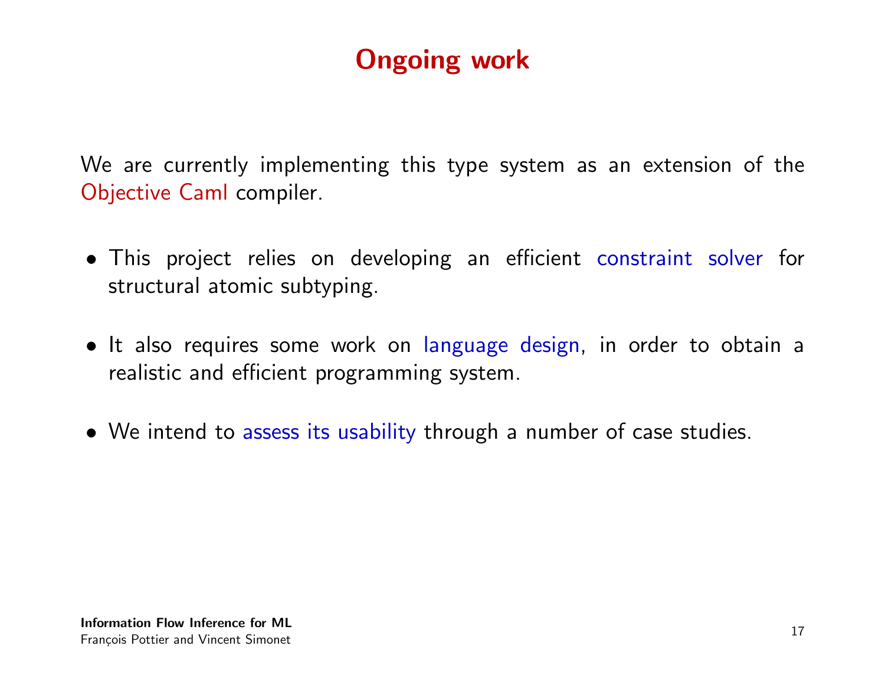# Ongoing work

We are currently implementing this type system as an extension of the Objective Caml compiler.

- This project relies on developing an efficient constraint solver for structural atomic subtyping.
- It also requires some work on language design, in order to obtain a realistic and efficient programming system.
- We intend to assess its usability through a number of case studies.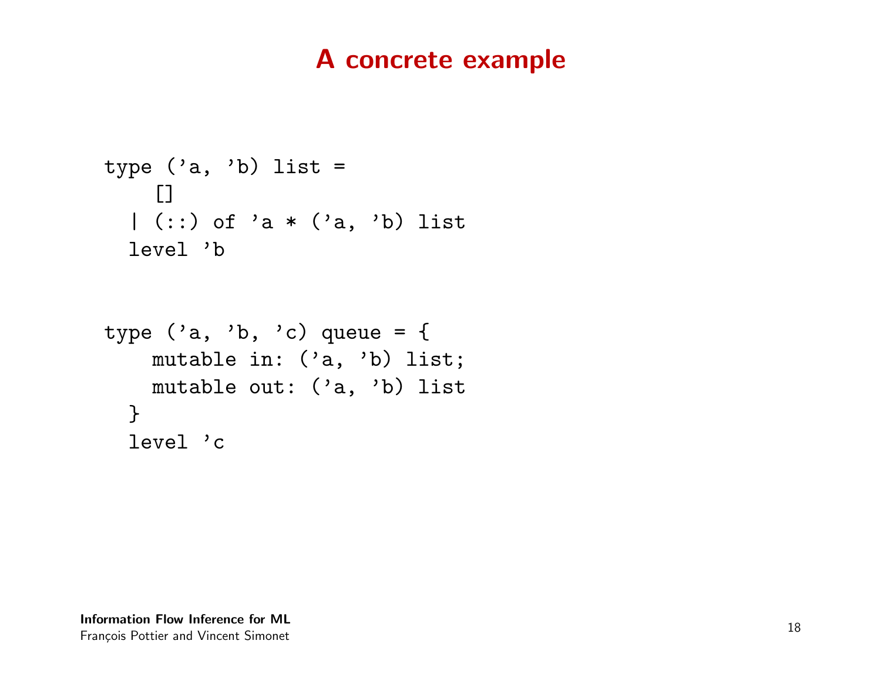# A concrete example

```
type ('a, 'b) list =
    []
  | (::) of 'a * ('a, 'b) list
  level 'b
```

```
type ('a, 'b, 'c) queue = {
    mutable in: ('a, 'b) list;
    mutable out: ('a, 'b) list
  }
  level 'c
```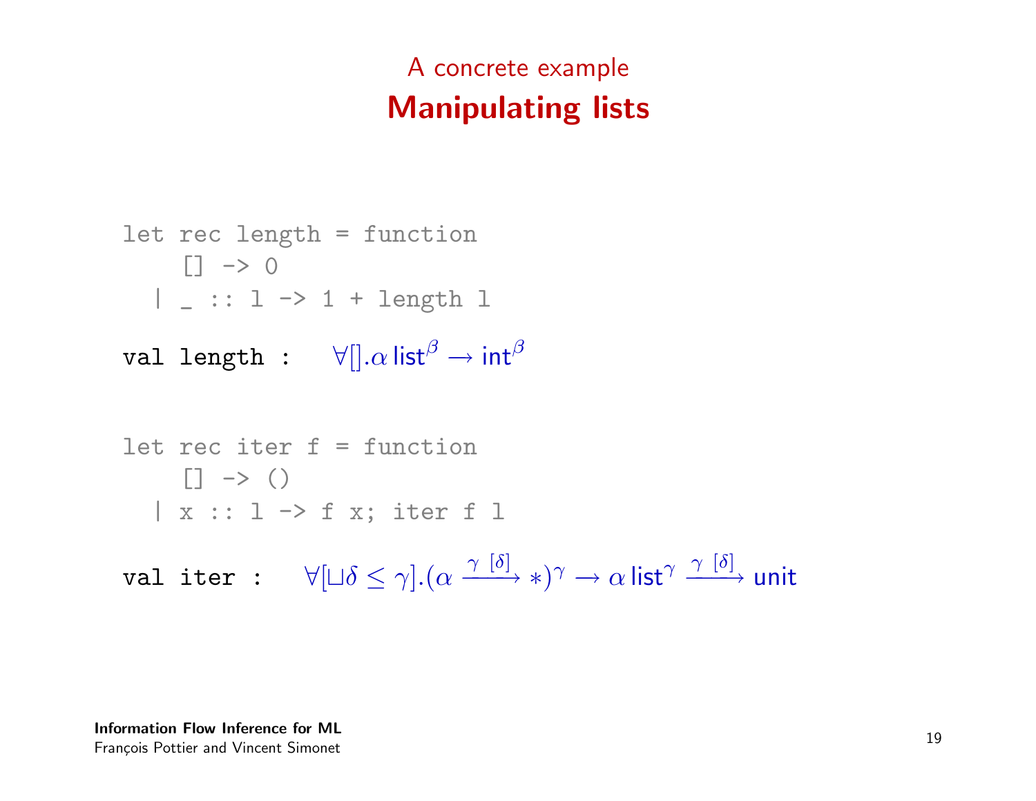## A concrete example

# Manipulating lists

```
let rec length = function
    [] -> 0
  | _ :: l -> 1 + length l
```

`val length :` $\forall[].\alpha\,\mathsf{list}^{\beta} \rightarrow \mathsf{int}^{\beta}$

```
let rec iter f = function
    [] -> ()
  | x :: l -> f x; iter f l
```

`val iter :` $\forall[\sqcup\delta \leq \gamma].(\alpha \xrightarrow{\gamma\ [\delta]} *)^{\gamma} \rightarrow \alpha\,\mathsf{list}^{\gamma} \xrightarrow{\gamma\ [\delta]} \mathsf{unit}$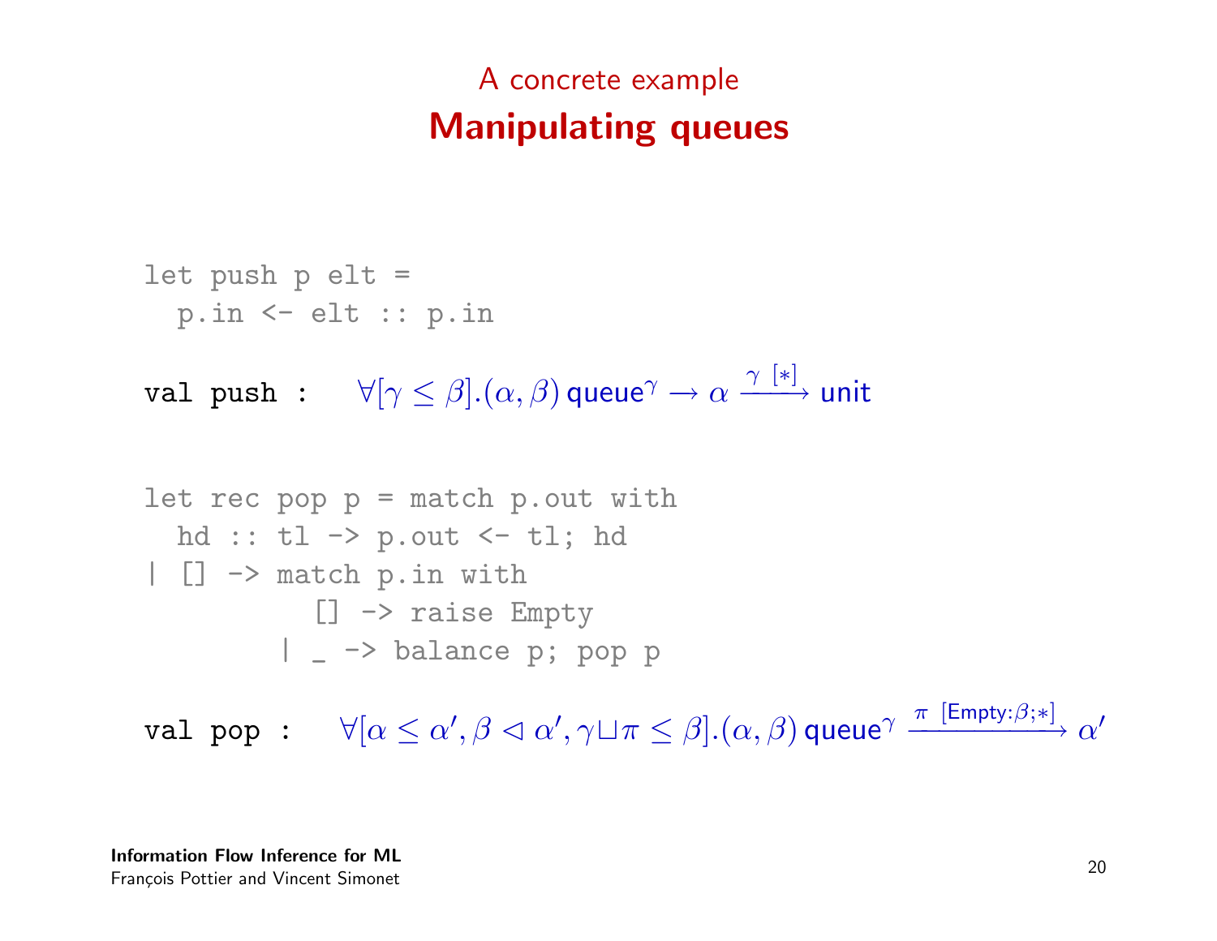## A concrete example

# Manipulating queues

```
let push p elt =
  p.in <- elt :: p.in
```

val push : $\forall[\gamma \leq \beta].(\alpha, \beta)\,\mathsf{queue}^{\gamma} \rightarrow \alpha \xrightarrow{\gamma\ [*]} \mathsf{unit}$

```
let rec pop p = match p.out with
  hd :: tl -> p.out <- tl; hd
| [] -> match p.in with
          [] -> raise Empty
        | _ -> balance p; pop p
```

val pop : $\forall[\alpha \leq \alpha', \beta \lhd \alpha', \gamma \sqcup \pi \leq \beta].(\alpha, \beta)\,\mathsf{queue}^{\gamma} \xrightarrow{\pi\ [\mathsf{Empty}:\beta;*]} \alpha'$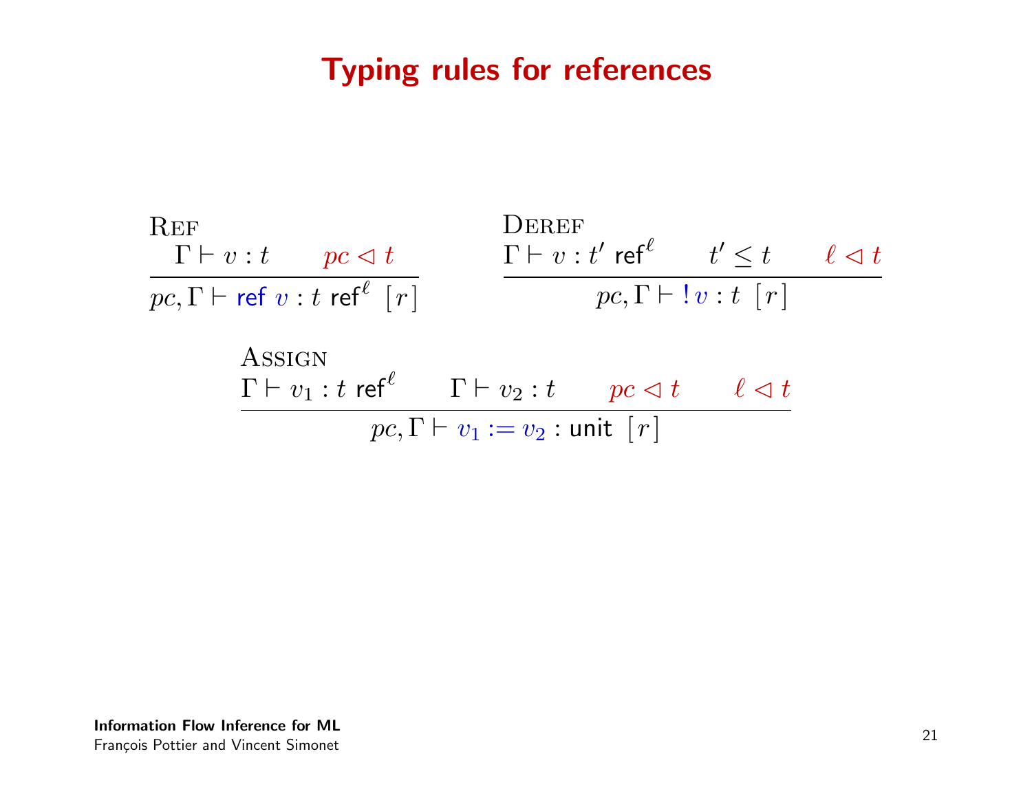# Typing rules for references

**Ref**

$$\frac{\Gamma \vdash v : t \qquad pc \lhd t}{pc, \Gamma \vdash \mathsf{ref}\ v : t\ \mathsf{ref}^{\ell}\ [r]}$$

**Deref**

$$\frac{\Gamma \vdash v : t'\ \mathsf{ref}^{\ell} \qquad t' \leq t \qquad \ell \lhd t}{pc, \Gamma \vdash\ !v : t\ [r]}$$

**Assign**

$$\frac{\Gamma \vdash v_1 : t\ \mathsf{ref}^{\ell} \qquad \Gamma \vdash v_2 : t \qquad pc \lhd t \qquad \ell \lhd t}{pc, \Gamma \vdash v_1 := v_2 : \mathsf{unit}\ [r]}$$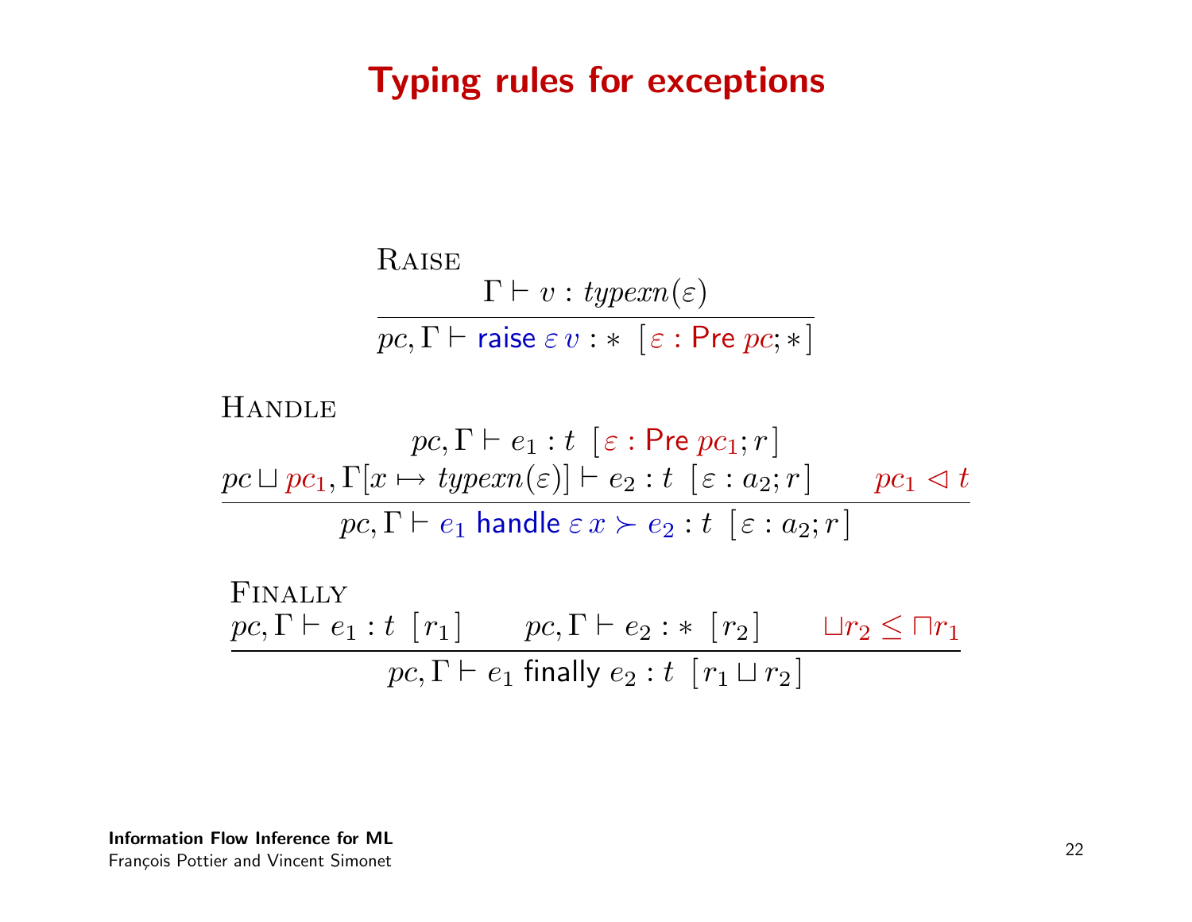# Typing rules for exceptions

Raise

$$\frac{\Gamma \vdash v : \mathit{typexn}(\varepsilon)}{pc, \Gamma \vdash \textsf{raise}\ \varepsilon\, v : * \ \ [\varepsilon : \textsf{Pre}\ pc; *]}$$

Handle

$$\frac{\begin{array}{c} pc, \Gamma \vdash e_1 : t \ \ [\varepsilon : \textsf{Pre}\ pc_1; r] \\ pc \sqcup pc_1, \Gamma[x \mapsto \mathit{typexn}(\varepsilon)] \vdash e_2 : t \ \ [\varepsilon : a_2; r] \qquad pc_1 \lhd t \end{array}}{pc, \Gamma \vdash e_1\ \textsf{handle}\ \varepsilon\, x \succ e_2 : t \ \ [\varepsilon : a_2; r]}$$

Finally

$$\frac{pc, \Gamma \vdash e_1 : t \ \ [r_1] \qquad pc, \Gamma \vdash e_2 : * \ \ [r_2] \qquad \sqcup r_2 \leq \sqcap r_1}{pc, \Gamma \vdash e_1\ \textsf{finally}\ e_2 : t \ \ [r_1 \sqcup r_2]}$$

**Information Flow Inference for ML**
François Pottier and Vincent Simonet